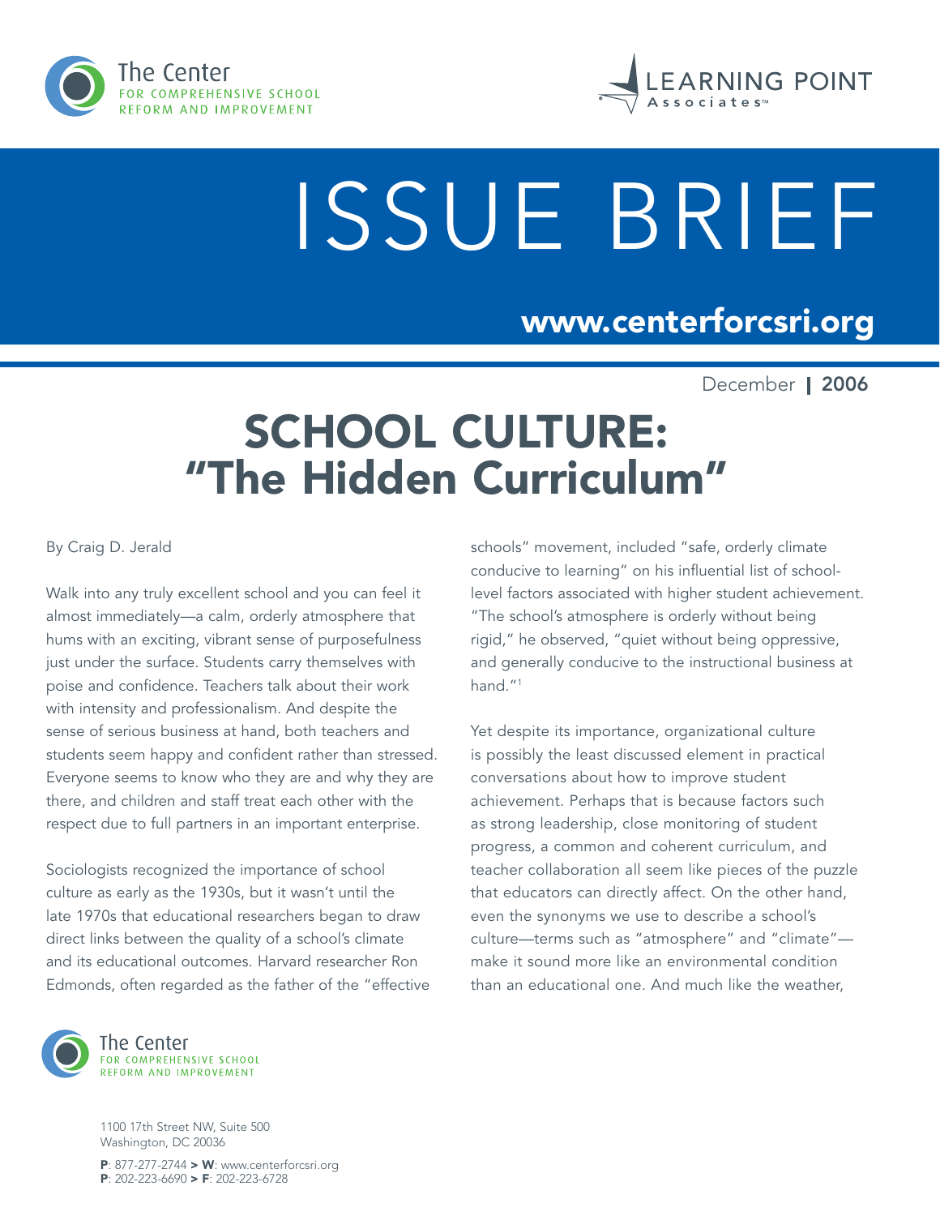The Center FOR COMPREHENSIVE SCHOOL REFORM AND IMPROVEMENT

LEARNING POINT Associates™

# ISSUE BRIEF

**www.centerforcsri.org**

December | **2006**

# SCHOOL CULTURE: "The Hidden Curriculum"

By Craig D. Jerald

Walk into any truly excellent school and you can feel it almost immediately—a calm, orderly atmosphere that hums with an exciting, vibrant sense of purposefulness just under the surface. Students carry themselves with poise and confidence. Teachers talk about their work with intensity and professionalism. And despite the sense of serious business at hand, both teachers and students seem happy and confident rather than stressed. Everyone seems to know who they are and why they are there, and children and staff treat each other with the respect due to full partners in an important enterprise.

Sociologists recognized the importance of school culture as early as the 1930s, but it wasn't until the late 1970s that educational researchers began to draw direct links between the quality of a school's climate and its educational outcomes. Harvard researcher Ron Edmonds, often regarded as the father of the "effective schools" movement, included "safe, orderly climate conducive to learning" on his influential list of school-level factors associated with higher student achievement. "The school's atmosphere is orderly without being rigid," he observed, "quiet without being oppressive, and generally conducive to the instructional business at hand."[1]

Yet despite its importance, organizational culture is possibly the least discussed element in practical conversations about how to improve student achievement. Perhaps that is because factors such as strong leadership, close monitoring of student progress, a common and coherent curriculum, and teacher collaboration all seem like pieces of the puzzle that educators can directly affect. On the other hand, even the synonyms we use to describe a school's culture—terms such as "atmosphere" and "climate"—make it sound more like an environmental condition than an educational one. And much like the weather,

The Center FOR COMPREHENSIVE SCHOOL REFORM AND IMPROVEMENT

1100 17th Street NW, Suite 500
Washington, DC 20036

**P**: 877-277-2744 **> W**: www.centerforcsri.org
**P**: 202-223-6690 **> F**: 202-223-6728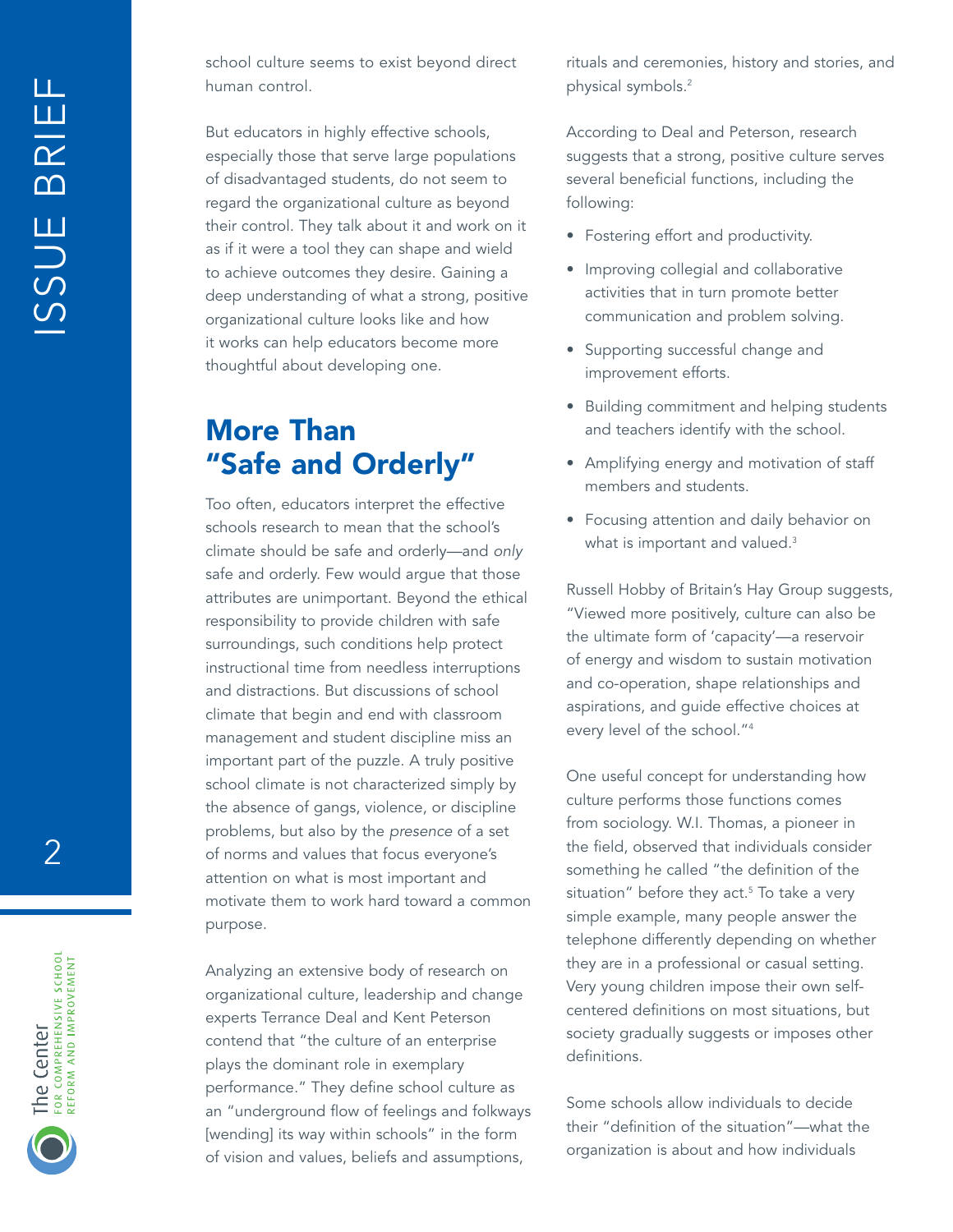school culture seems to exist beyond direct human control.

But educators in highly effective schools, especially those that serve large populations of disadvantaged students, do not seem to regard the organizational culture as beyond their control. They talk about it and work on it as if it were a tool they can shape and wield to achieve outcomes they desire. Gaining a deep understanding of what a strong, positive organizational culture looks like and how it works can help educators become more thoughtful about developing one.

## More Than "Safe and Orderly"

Too often, educators interpret the effective schools research to mean that the school's climate should be safe and orderly—and *only* safe and orderly. Few would argue that those attributes are unimportant. Beyond the ethical responsibility to provide children with safe surroundings, such conditions help protect instructional time from needless interruptions and distractions. But discussions of school climate that begin and end with classroom management and student discipline miss an important part of the puzzle. A truly positive school climate is not characterized simply by the absence of gangs, violence, or discipline problems, but also by the *presence* of a set of norms and values that focus everyone's attention on what is most important and motivate them to work hard toward a common purpose.

Analyzing an extensive body of research on organizational culture, leadership and change experts Terrance Deal and Kent Peterson contend that "the culture of an enterprise plays the dominant role in exemplary performance." They define school culture as an "underground flow of feelings and folkways [wending] its way within schools" in the form of vision and values, beliefs and assumptions, rituals and ceremonies, history and stories, and physical symbols.[2]

According to Deal and Peterson, research suggests that a strong, positive culture serves several beneficial functions, including the following:

- Fostering effort and productivity.
- Improving collegial and collaborative activities that in turn promote better communication and problem solving.
- Supporting successful change and improvement efforts.
- Building commitment and helping students and teachers identify with the school.
- Amplifying energy and motivation of staff members and students.
- Focusing attention and daily behavior on what is important and valued.[3]

Russell Hobby of Britain's Hay Group suggests, "Viewed more positively, culture can also be the ultimate form of 'capacity'—a reservoir of energy and wisdom to sustain motivation and co-operation, shape relationships and aspirations, and guide effective choices at every level of the school."[4]

One useful concept for understanding how culture performs those functions comes from sociology. W.I. Thomas, a pioneer in the field, observed that individuals consider something he called "the definition of the situation" before they act.[5] To take a very simple example, many people answer the telephone differently depending on whether they are in a professional or casual setting. Very young children impose their own self-centered definitions on most situations, but society gradually suggests or imposes other definitions.

Some schools allow individuals to decide their "definition of the situation"—what the organization is about and how individuals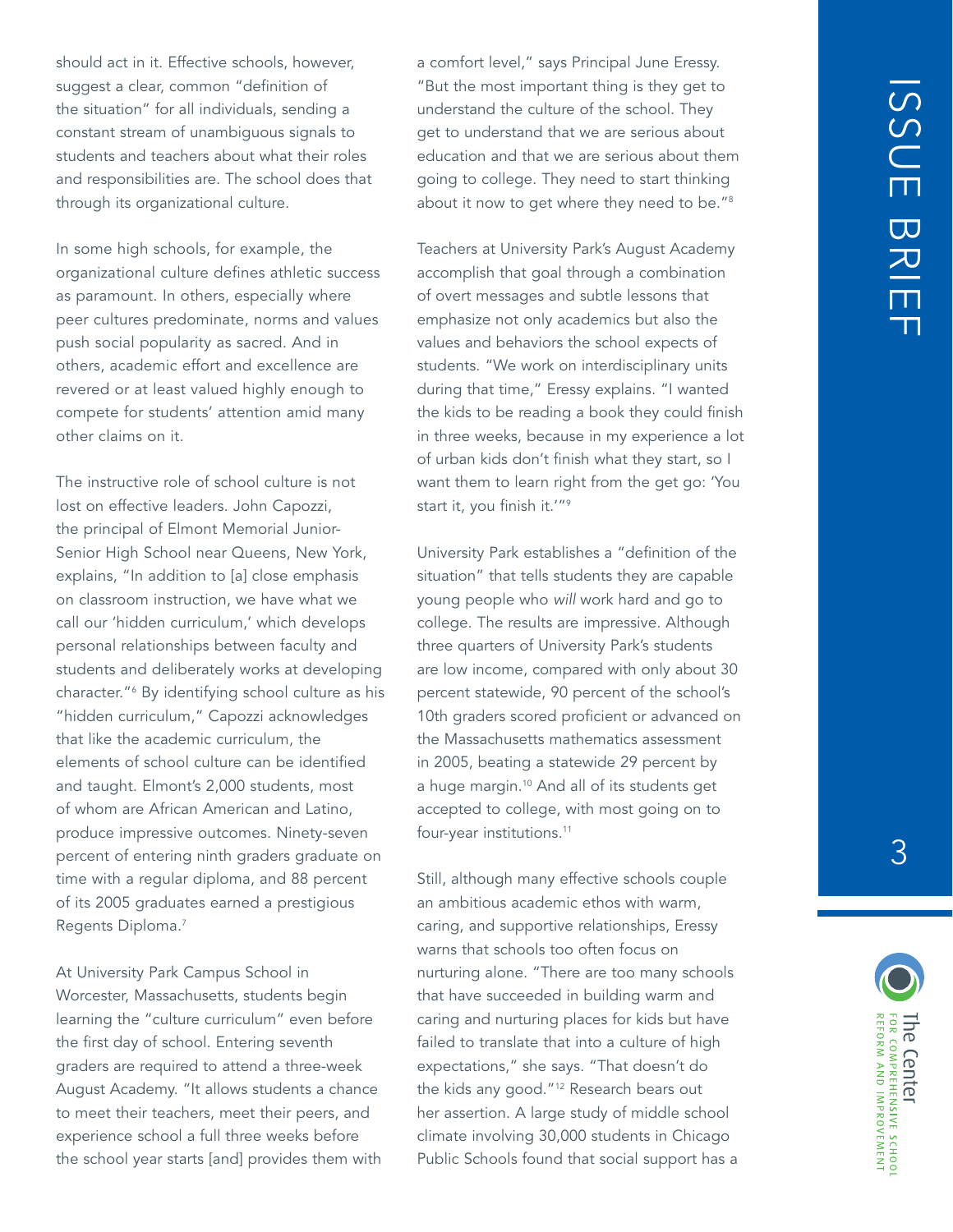should act in it. Effective schools, however, suggest a clear, common "definition of the situation" for all individuals, sending a constant stream of unambiguous signals to students and teachers about what their roles and responsibilities are. The school does that through its organizational culture.

In some high schools, for example, the organizational culture defines athletic success as paramount. In others, especially where peer cultures predominate, norms and values push social popularity as sacred. And in others, academic effort and excellence are revered or at least valued highly enough to compete for students' attention amid many other claims on it.

The instructive role of school culture is not lost on effective leaders. John Capozzi, the principal of Elmont Memorial Junior-Senior High School near Queens, New York, explains, "In addition to [a] close emphasis on classroom instruction, we have what we call our 'hidden curriculum,' which develops personal relationships between faculty and students and deliberately works at developing character."[6] By identifying school culture as his "hidden curriculum," Capozzi acknowledges that like the academic curriculum, the elements of school culture can be identified and taught. Elmont's 2,000 students, most of whom are African American and Latino, produce impressive outcomes. Ninety-seven percent of entering ninth graders graduate on time with a regular diploma, and 88 percent of its 2005 graduates earned a prestigious Regents Diploma.[7]

At University Park Campus School in Worcester, Massachusetts, students begin learning the "culture curriculum" even before the first day of school. Entering seventh graders are required to attend a three-week August Academy. "It allows students a chance to meet their teachers, meet their peers, and experience school a full three weeks before the school year starts [and] provides them with a comfort level," says Principal June Eressy. "But the most important thing is they get to understand the culture of the school. They get to understand that we are serious about education and that we are serious about them going to college. They need to start thinking about it now to get where they need to be."[8]

Teachers at University Park's August Academy accomplish that goal through a combination of overt messages and subtle lessons that emphasize not only academics but also the values and behaviors the school expects of students. "We work on interdisciplinary units during that time," Eressy explains. "I wanted the kids to be reading a book they could finish in three weeks, because in my experience a lot of urban kids don't finish what they start, so I want them to learn right from the get go: 'You start it, you finish it.'"[9]

University Park establishes a "definition of the situation" that tells students they are capable young people who *will* work hard and go to college. The results are impressive. Although three quarters of University Park's students are low income, compared with only about 30 percent statewide, 90 percent of the school's 10th graders scored proficient or advanced on the Massachusetts mathematics assessment in 2005, beating a statewide 29 percent by a huge margin.[10] And all of its students get accepted to college, with most going on to four-year institutions.[11]

Still, although many effective schools couple an ambitious academic ethos with warm, caring, and supportive relationships, Eressy warns that schools too often focus on nurturing alone. "There are too many schools that have succeeded in building warm and caring and nurturing places for kids but have failed to translate that into a culture of high expectations," she says. "That doesn't do the kids any good."[12] Research bears out her assertion. A large study of middle school climate involving 30,000 students in Chicago Public Schools found that social support has a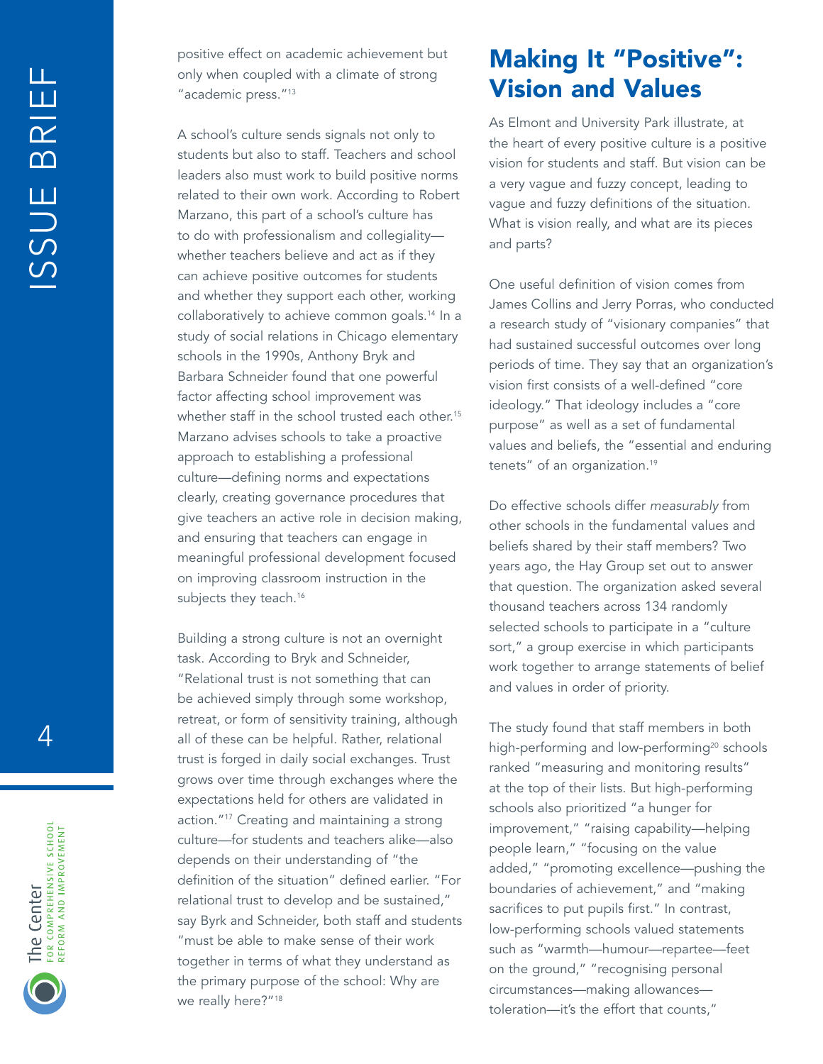positive effect on academic achievement but only when coupled with a climate of strong "academic press."[13]

A school's culture sends signals not only to students but also to staff. Teachers and school leaders also must work to build positive norms related to their own work. According to Robert Marzano, this part of a school's culture has to do with professionalism and collegiality—whether teachers believe and act as if they can achieve positive outcomes for students and whether they support each other, working collaboratively to achieve common goals.[14] In a study of social relations in Chicago elementary schools in the 1990s, Anthony Bryk and Barbara Schneider found that one powerful factor affecting school improvement was whether staff in the school trusted each other.[15] Marzano advises schools to take a proactive approach to establishing a professional culture—defining norms and expectations clearly, creating governance procedures that give teachers an active role in decision making, and ensuring that teachers can engage in meaningful professional development focused on improving classroom instruction in the subjects they teach.[16]

Building a strong culture is not an overnight task. According to Bryk and Schneider, "Relational trust is not something that can be achieved simply through some workshop, retreat, or form of sensitivity training, although all of these can be helpful. Rather, relational trust is forged in daily social exchanges. Trust grows over time through exchanges where the expectations held for others are validated in action."[17] Creating and maintaining a strong culture—for students and teachers alike—also depends on their understanding of "the definition of the situation" defined earlier. "For relational trust to develop and be sustained," say Byrk and Schneider, both staff and students "must be able to make sense of their work together in terms of what they understand as the primary purpose of the school: Why are we really here?"[18]

## Making It "Positive": Vision and Values

As Elmont and University Park illustrate, at the heart of every positive culture is a positive vision for students and staff. But vision can be a very vague and fuzzy concept, leading to vague and fuzzy definitions of the situation. What is vision really, and what are its pieces and parts?

One useful definition of vision comes from James Collins and Jerry Porras, who conducted a research study of "visionary companies" that had sustained successful outcomes over long periods of time. They say that an organization's vision first consists of a well-defined "core ideology." That ideology includes a "core purpose" as well as a set of fundamental values and beliefs, the "essential and enduring tenets" of an organization.[19]

Do effective schools differ *measurably* from other schools in the fundamental values and beliefs shared by their staff members? Two years ago, the Hay Group set out to answer that question. The organization asked several thousand teachers across 134 randomly selected schools to participate in a "culture sort," a group exercise in which participants work together to arrange statements of belief and values in order of priority.

The study found that staff members in both high-performing and low-performing[20] schools ranked "measuring and monitoring results" at the top of their lists. But high-performing schools also prioritized "a hunger for improvement," "raising capability—helping people learn," "focusing on the value added," "promoting excellence—pushing the boundaries of achievement," and "making sacrifices to put pupils first." In contrast, low-performing schools valued statements such as "warmth—humour—repartee—feet on the ground," "recognising personal circumstances—making allowances—toleration—it's the effort that counts,"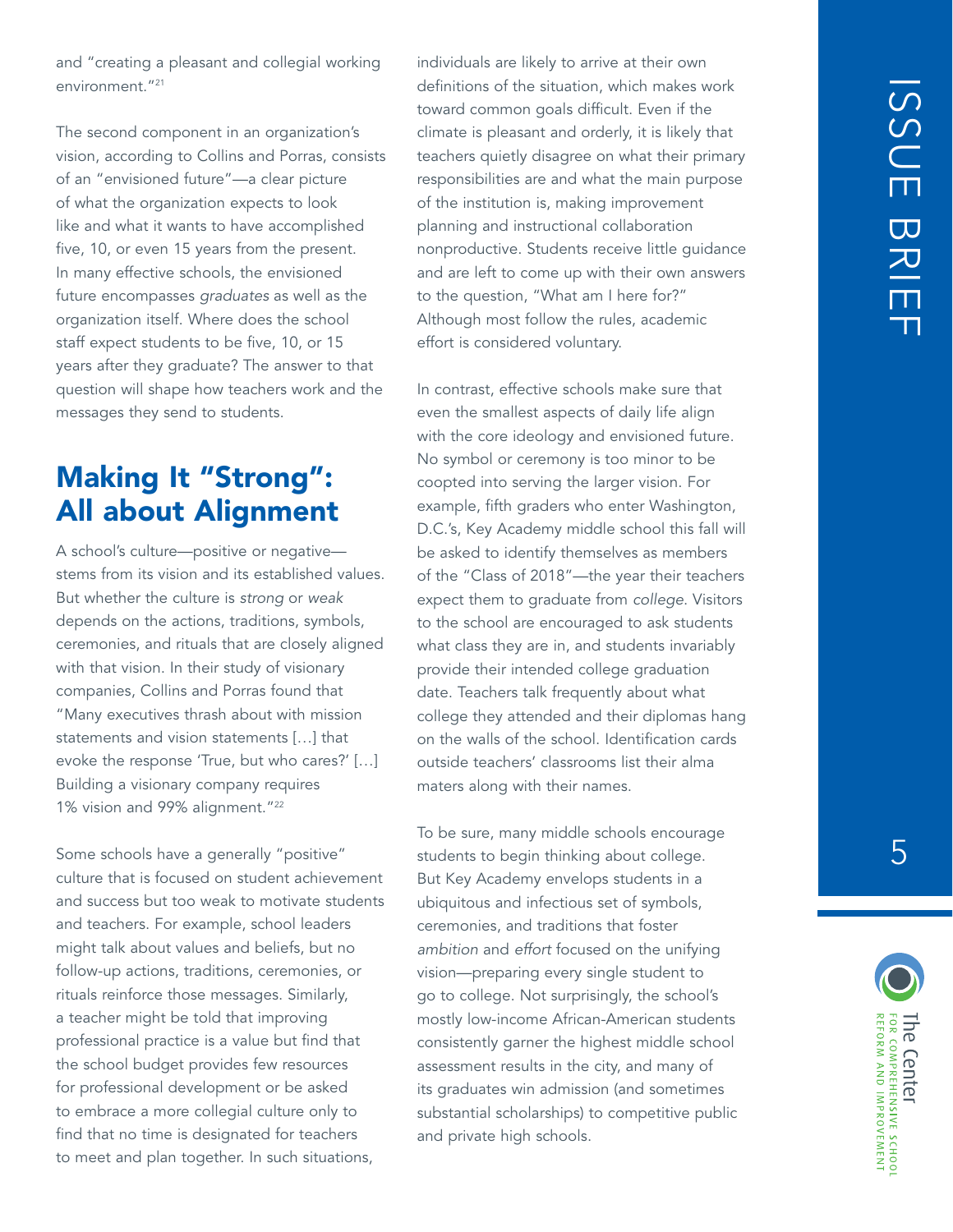and "creating a pleasant and collegial working environment."[21]

The second component in an organization's vision, according to Collins and Porras, consists of an "envisioned future"—a clear picture of what the organization expects to look like and what it wants to have accomplished five, 10, or even 15 years from the present. In many effective schools, the envisioned future encompasses *graduates* as well as the organization itself. Where does the school staff expect students to be five, 10, or 15 years after they graduate? The answer to that question will shape how teachers work and the messages they send to students.

## Making It "Strong": All about Alignment

A school's culture—positive or negative—stems from its vision and its established values. But whether the culture is *strong* or *weak* depends on the actions, traditions, symbols, ceremonies, and rituals that are closely aligned with that vision. In their study of visionary companies, Collins and Porras found that "Many executives thrash about with mission statements and vision statements […] that evoke the response 'True, but who cares?' […] Building a visionary company requires 1% vision and 99% alignment."[22]

Some schools have a generally "positive" culture that is focused on student achievement and success but too weak to motivate students and teachers. For example, school leaders might talk about values and beliefs, but no follow-up actions, traditions, ceremonies, or rituals reinforce those messages. Similarly, a teacher might be told that improving professional practice is a value but find that the school budget provides few resources for professional development or be asked to embrace a more collegial culture only to find that no time is designated for teachers to meet and plan together. In such situations, individuals are likely to arrive at their own definitions of the situation, which makes work toward common goals difficult. Even if the climate is pleasant and orderly, it is likely that teachers quietly disagree on what their primary responsibilities are and what the main purpose of the institution is, making improvement planning and instructional collaboration nonproductive. Students receive little guidance and are left to come up with their own answers to the question, "What am I here for?" Although most follow the rules, academic effort is considered voluntary.

In contrast, effective schools make sure that even the smallest aspects of daily life align with the core ideology and envisioned future. No symbol or ceremony is too minor to be coopted into serving the larger vision. For example, fifth graders who enter Washington, D.C.'s, Key Academy middle school this fall will be asked to identify themselves as members of the "Class of 2018"—the year their teachers expect them to graduate from *college*. Visitors to the school are encouraged to ask students what class they are in, and students invariably provide their intended college graduation date. Teachers talk frequently about what college they attended and their diplomas hang on the walls of the school. Identification cards outside teachers' classrooms list their alma maters along with their names.

To be sure, many middle schools encourage students to begin thinking about college. But Key Academy envelops students in a ubiquitous and infectious set of symbols, ceremonies, and traditions that foster *ambition* and *effort* focused on the unifying vision—preparing every single student to go to college. Not surprisingly, the school's mostly low-income African-American students consistently garner the highest middle school assessment results in the city, and many of its graduates win admission (and sometimes substantial scholarships) to competitive public and private high schools.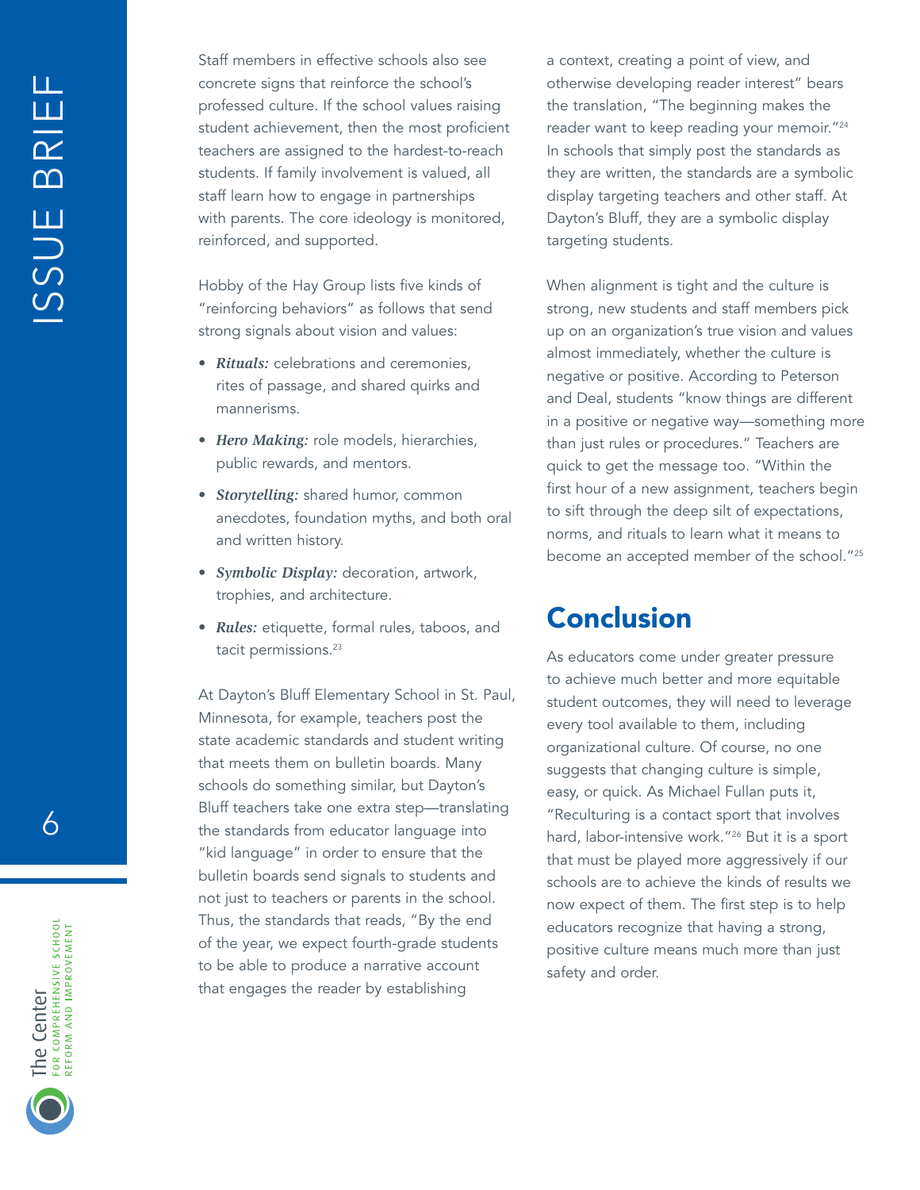Staff members in effective schools also see concrete signs that reinforce the school's professed culture. If the school values raising student achievement, then the most proficient teachers are assigned to the hardest-to-reach students. If family involvement is valued, all staff learn how to engage in partnerships with parents. The core ideology is monitored, reinforced, and supported.

Hobby of the Hay Group lists five kinds of "reinforcing behaviors" as follows that send strong signals about vision and values:

- ***Rituals:*** celebrations and ceremonies, rites of passage, and shared quirks and mannerisms.
- ***Hero Making:*** role models, hierarchies, public rewards, and mentors.
- ***Storytelling:*** shared humor, common anecdotes, foundation myths, and both oral and written history.
- ***Symbolic Display:*** decoration, artwork, trophies, and architecture.
- ***Rules:*** etiquette, formal rules, taboos, and tacit permissions.[23]

At Dayton's Bluff Elementary School in St. Paul, Minnesota, for example, teachers post the state academic standards and student writing that meets them on bulletin boards. Many schools do something similar, but Dayton's Bluff teachers take one extra step—translating the standards from educator language into "kid language" in order to ensure that the bulletin boards send signals to students and not just to teachers or parents in the school. Thus, the standards that reads, "By the end of the year, we expect fourth-grade students to be able to produce a narrative account that engages the reader by establishing a context, creating a point of view, and otherwise developing reader interest" bears the translation, "The beginning makes the reader want to keep reading your memoir."[24] In schools that simply post the standards as they are written, the standards are a symbolic display targeting teachers and other staff. At Dayton's Bluff, they are a symbolic display targeting students.

When alignment is tight and the culture is strong, new students and staff members pick up on an organization's true vision and values almost immediately, whether the culture is negative or positive. According to Peterson and Deal, students "know things are different in a positive or negative way—something more than just rules or procedures." Teachers are quick to get the message too. "Within the first hour of a new assignment, teachers begin to sift through the deep silt of expectations, norms, and rituals to learn what it means to become an accepted member of the school."[25]

## Conclusion

As educators come under greater pressure to achieve much better and more equitable student outcomes, they will need to leverage every tool available to them, including organizational culture. Of course, no one suggests that changing culture is simple, easy, or quick. As Michael Fullan puts it, "Reculturing is a contact sport that involves hard, labor-intensive work."[26] But it is a sport that must be played more aggressively if our schools are to achieve the kinds of results we now expect of them. The first step is to help educators recognize that having a strong, positive culture means much more than just safety and order.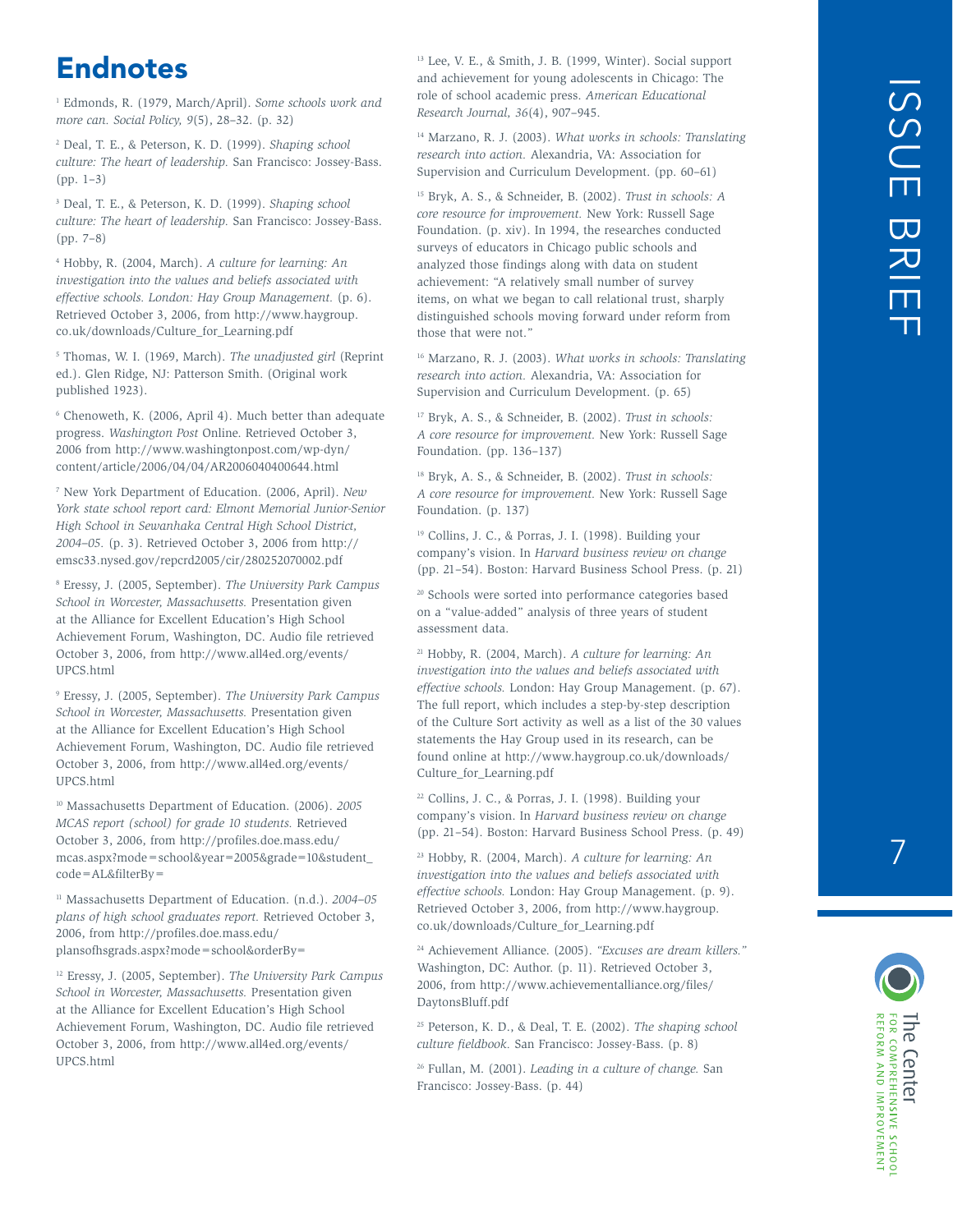# Endnotes

[1] Edmonds, R. (1979, March/April). *Some schools work and more can. Social Policy, 9*(5), 28–32. (p. 32)

[2] Deal, T. E., & Peterson, K. D. (1999). *Shaping school culture: The heart of leadership.* San Francisco: Jossey-Bass. (pp. 1–3)

[3] Deal, T. E., & Peterson, K. D. (1999). *Shaping school culture: The heart of leadership.* San Francisco: Jossey-Bass. (pp. 7–8)

[4] Hobby, R. (2004, March). *A culture for learning: An investigation into the values and beliefs associated with effective schools. London: Hay Group Management.* (p. 6). Retrieved October 3, 2006, from http://www.haygroup.co.uk/downloads/Culture_for_Learning.pdf

[5] Thomas, W. I. (1969, March). *The unadjusted girl* (Reprint ed.). Glen Ridge, NJ: Patterson Smith. (Original work published 1923).

[6] Chenoweth, K. (2006, April 4). Much better than adequate progress. *Washington Post* Online. Retrieved October 3, 2006 from http://www.washingtonpost.com/wp-dyn/content/article/2006/04/04/AR2006040400644.html

[7] New York Department of Education. (2006, April). *New York state school report card: Elmont Memorial Junior-Senior High School in Sewanhaka Central High School District, 2004–05.* (p. 3). Retrieved October 3, 2006 from http://emsc33.nysed.gov/repcrd2005/cir/280252070002.pdf

[8] Eressy, J. (2005, September). *The University Park Campus School in Worcester, Massachusetts.* Presentation given at the Alliance for Excellent Education's High School Achievement Forum, Washington, DC. Audio file retrieved October 3, 2006, from http://www.all4ed.org/events/UPCS.html

[9] Eressy, J. (2005, September). *The University Park Campus School in Worcester, Massachusetts.* Presentation given at the Alliance for Excellent Education's High School Achievement Forum, Washington, DC. Audio file retrieved October 3, 2006, from http://www.all4ed.org/events/UPCS.html

[10] Massachusetts Department of Education. (2006). *2005 MCAS report (school) for grade 10 students.* Retrieved October 3, 2006, from http://profiles.doe.mass.edu/mcas.aspx?mode=school&year=2005&grade=10&student_code=AL&filterBy=

[11] Massachusetts Department of Education. (n.d.). *2004–05 plans of high school graduates report.* Retrieved October 3, 2006, from http://profiles.doe.mass.edu/plansofhsgrads.aspx?mode=school&orderBy=

[12] Eressy, J. (2005, September). *The University Park Campus School in Worcester, Massachusetts.* Presentation given at the Alliance for Excellent Education's High School Achievement Forum, Washington, DC. Audio file retrieved October 3, 2006, from http://www.all4ed.org/events/UPCS.html

[13] Lee, V. E., & Smith, J. B. (1999, Winter). Social support and achievement for young adolescents in Chicago: The role of school academic press. *American Educational Research Journal, 36*(4), 907–945.

[14] Marzano, R. J. (2003). *What works in schools: Translating research into action.* Alexandria, VA: Association for Supervision and Curriculum Development. (pp. 60–61)

[15] Bryk, A. S., & Schneider, B. (2002). *Trust in schools: A core resource for improvement.* New York: Russell Sage Foundation. (p. xiv). In 1994, the researches conducted surveys of educators in Chicago public schools and analyzed those findings along with data on student achievement: "A relatively small number of survey items, on what we began to call relational trust, sharply distinguished schools moving forward under reform from those that were not."

[16] Marzano, R. J. (2003). *What works in schools: Translating research into action.* Alexandria, VA: Association for Supervision and Curriculum Development. (p. 65)

[17] Bryk, A. S., & Schneider, B. (2002). *Trust in schools: A core resource for improvement.* New York: Russell Sage Foundation. (pp. 136–137)

[18] Bryk, A. S., & Schneider, B. (2002). *Trust in schools: A core resource for improvement.* New York: Russell Sage Foundation. (p. 137)

[19] Collins, J. C., & Porras, J. I. (1998). Building your company's vision. In *Harvard business review on change* (pp. 21–54). Boston: Harvard Business School Press. (p. 21)

[20] Schools were sorted into performance categories based on a "value-added" analysis of three years of student assessment data.

[21] Hobby, R. (2004, March). *A culture for learning: An investigation into the values and beliefs associated with effective schools.* London: Hay Group Management. (p. 67). The full report, which includes a step-by-step description of the Culture Sort activity as well as a list of the 30 values statements the Hay Group used in its research, can be found online at http://www.haygroup.co.uk/downloads/Culture_for_Learning.pdf

[22] Collins, J. C., & Porras, J. I. (1998). Building your company's vision. In *Harvard business review on change* (pp. 21–54). Boston: Harvard Business School Press. (p. 49)

[23] Hobby, R. (2004, March). *A culture for learning: An investigation into the values and beliefs associated with effective schools.* London: Hay Group Management. (p. 9). Retrieved October 3, 2006, from http://www.haygroup.co.uk/downloads/Culture_for_Learning.pdf

[24] Achievement Alliance. (2005). *"Excuses are dream killers."* Washington, DC: Author. (p. 11). Retrieved October 3, 2006, from http://www.achievementalliance.org/files/DaytonsBluff.pdf

[25] Peterson, K. D., & Deal, T. E. (2002). *The shaping school culture fieldbook.* San Francisco: Jossey-Bass. (p. 8)

[26] Fullan, M. (2001). *Leading in a culture of change.* San Francisco: Jossey-Bass. (p. 44)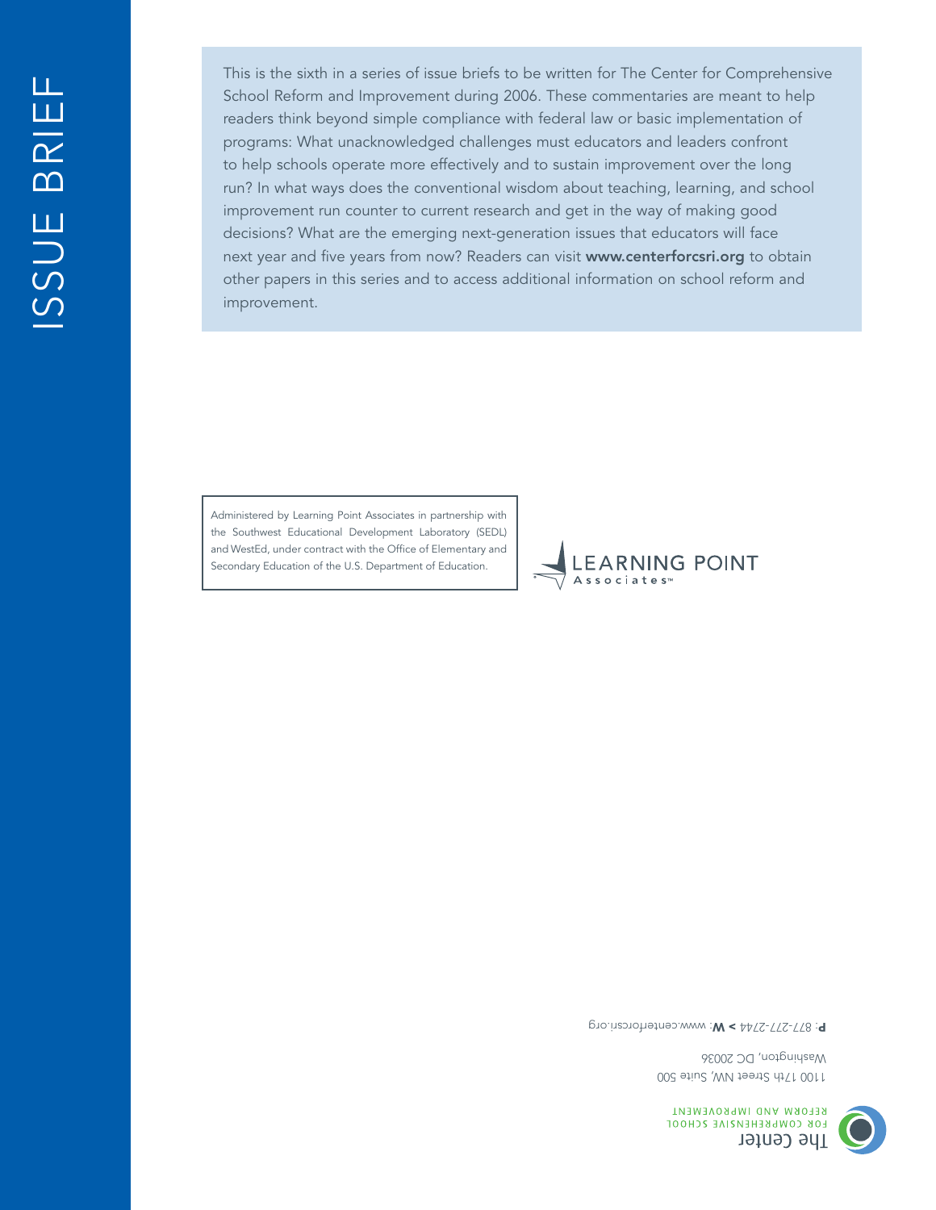ISSUE BRIEF

This is the sixth in a series of issue briefs to be written for The Center for Comprehensive School Reform and Improvement during 2006. These commentaries are meant to help readers think beyond simple compliance with federal law or basic implementation of programs: What unacknowledged challenges must educators and leaders confront to help schools operate more effectively and to sustain improvement over the long run? In what ways does the conventional wisdom about teaching, learning, and school improvement run counter to current research and get in the way of making good decisions? What are the emerging next-generation issues that educators will face next year and five years from now? Readers can visit **www.centerforcsri.org** to obtain other papers in this series and to access additional information on school reform and improvement.

Administered by Learning Point Associates in partnership with the Southwest Educational Development Laboratory (SEDL) and WestEd, under contract with the Office of Elementary and Secondary Education of the U.S. Department of Education.

LEARNING POINT Associates™

The Center FOR COMPREHENSIVE SCHOOL REFORM AND IMPROVEMENT

1100 17th Street NW, Suite 500
Washington, DC 20036

**P:** 877-277-2744 > **W:** www.centerforcsri.org